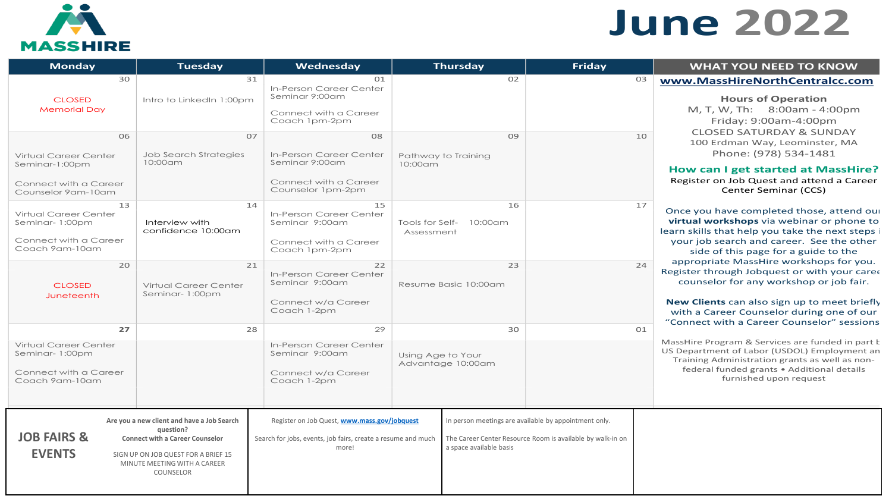MASSHIRE

# June 2022

| Monday | Tuesday | Wednesday | Thursday | Friday |
|---|---|---|---|---|
| 30<br>CLOSED<br>Memorial Day | 31<br>Intro to LinkedIn 1:00pm | 01<br>In-Person Career Center Seminar 9:00am<br><br>Connect with a Career Coach 1pm-2pm | 02 | 03 |
| 06<br>Virtual Career Center Seminar-1:00pm<br><br>Connect with a Career Counselor 9am-10am | 07<br>Job Search Strategies 10:00am | 08<br>In-Person Career Center Seminar 9:00am<br><br>Connect with a Career Counselor 1pm-2pm | 09<br>Pathway to Training 10:00am | 10 |
| 13<br>Virtual Career Center Seminar- 1:00pm<br><br>Connect with a Career Coach 9am-10am | 14<br>Interview with confidence 10:00am | 15<br>In-Person Career Center Seminar 9:00am<br><br>Connect with a Career Coach 1pm-2pm | 16<br>Tools for Self- Assessment 10:00am | 17 |
| 20<br>CLOSED<br>Juneteenth | 21<br>Virtual Career Center Seminar- 1:00pm | 22<br>In-Person Career Center Seminar 9:00am<br><br>Connect w/a Career Coach 1-2pm | 23<br>Resume Basic 10:00am | 24 |
| 27<br>Virtual Career Center Seminar- 1:00pm<br><br>Connect with a Career Coach 9am-10am | 28 | 29<br>In-Person Career Center Seminar 9:00am<br><br>Connect w/a Career Coach 1-2pm | 30<br>Using Age to Your Advantage 10:00am | 01 |

## WHAT YOU NEED TO KNOW

**www.MassHireNorthCentralcc.com**

**Hours of Operation**
M, T, W, Th: 8:00am - 4:00pm
Friday: 9:00am-4:00pm
CLOSED SATURDAY & SUNDAY
100 Erdman Way, Leominster, MA
Phone: (978) 534-1481

**How can I get started at MassHire?**
Register on Job Quest and attend a Career Center Seminar (CCS)

Once you have completed those, attend our **virtual workshops** via webinar or phone to learn skills that help you take the next steps in your job search and career. See the other side of this page for a guide to the appropriate MassHire workshops for you. Register through Jobquest or with your career counselor for any workshop or job fair.

**New Clients** can also sign up to meet briefly with a Career Counselor during one of our "Connect with a Career Counselor" sessions

MassHire Program & Services are funded in part by US Department of Labor (USDOL) Employment and Training Administration grants as well as non-federal funded grants • Additional details furnished upon request

## JOB FAIRS & EVENTS

**Are you a new client and have a Job Search question?**
**Connect with a Career Counselor**

SIGN UP ON JOB QUEST FOR A BRIEF 15 MINUTE MEETING WITH A CAREER COUNSELOR

Register on Job Quest, **www.mass.gov/jobquest**

Search for jobs, events, job fairs, create a resume and much more!

In person meetings are available by appointment only.

The Career Center Resource Room is available by walk-in on a space available basis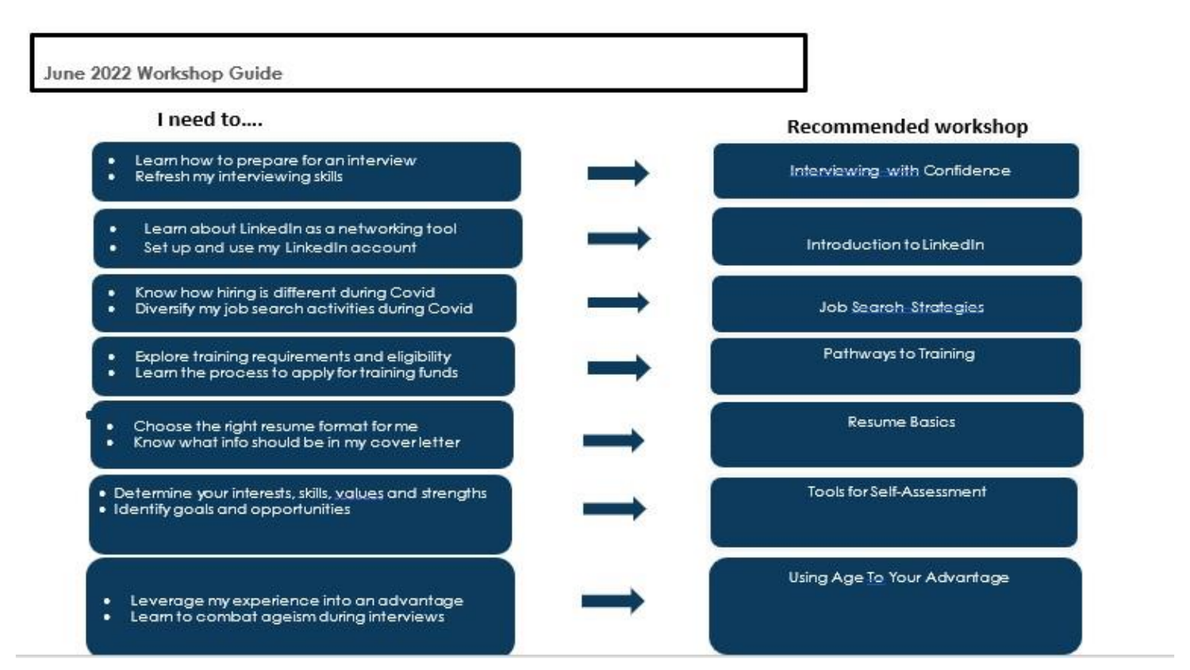# June 2022 Workshop Guide

| I need to…. | Recommended workshop |
| --- | --- |
| • Learn how to prepare for an interview<br>• Refresh my interviewing skills | Interviewing with Confidence |
| • Learn about LinkedIn as a networking tool<br>• Set up and use my LinkedIn account | Introduction to LinkedIn |
| • Know how hiring is different during Covid<br>• Diversify my job search activities during Covid | Job Search Strategies |
| • Explore training requirements and eligibility<br>• Learn the process to apply for training funds | Pathways to Training |
| • Choose the right resume format for me<br>• Know what info should be in my cover letter | Resume Basics |
| • Determine your interests, skills, values and strengths<br>• Identify goals and opportunities | Tools for Self-Assessment |
| • Leverage my experience into an advantage<br>• Learn to combat ageism during interviews | Using Age To Your Advantage |